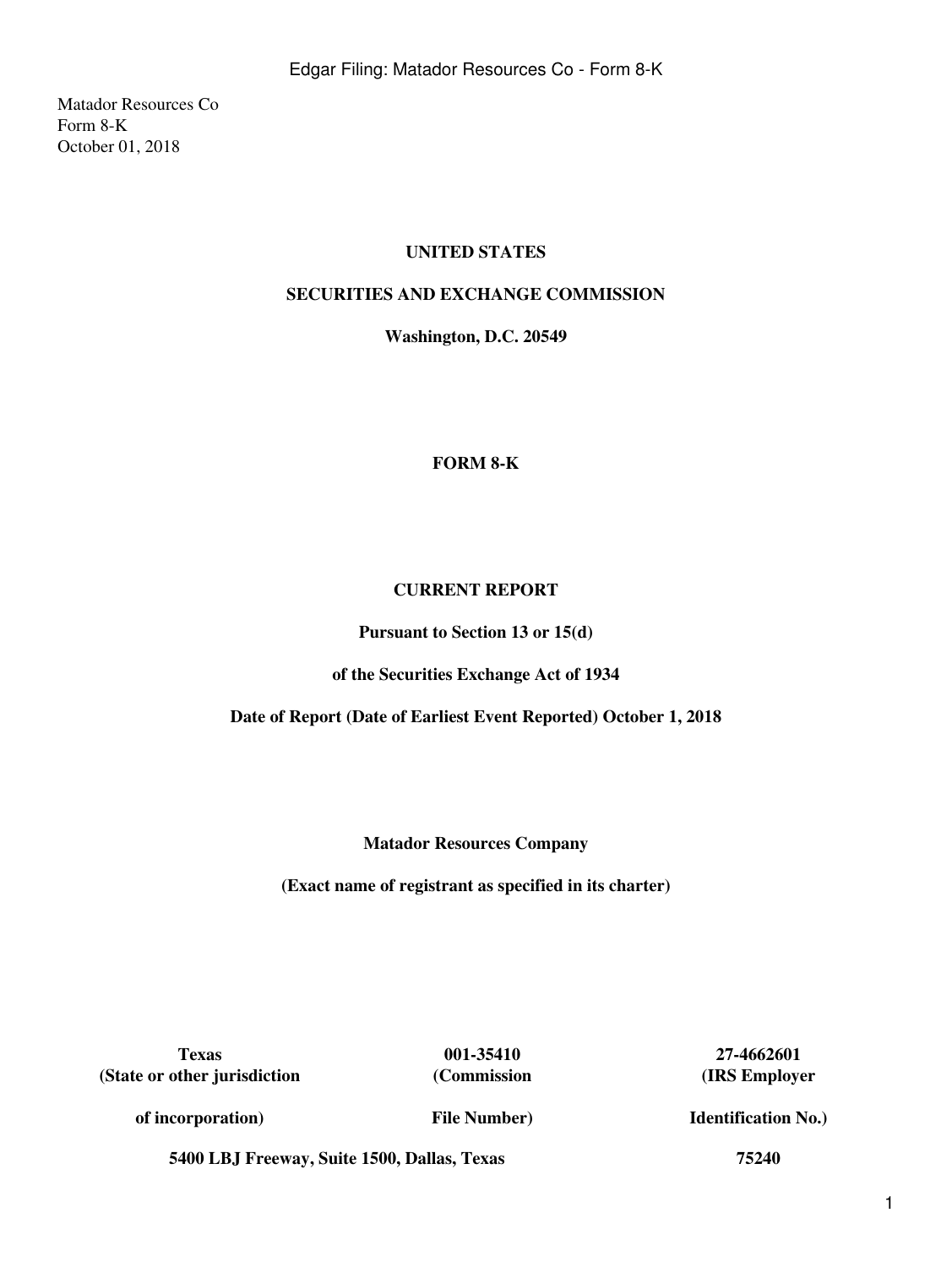Matador Resources Co
Form 8-K
October 01, 2018

**UNITED STATES**

**SECURITIES AND EXCHANGE COMMISSION**

**Washington, D.C. 20549**

**FORM 8-K**

**CURRENT REPORT**

**Pursuant to Section 13 or 15(d)**

**of the Securities Exchange Act of 1934**

**Date of Report (Date of Earliest Event Reported) October 1, 2018**

**Matador Resources Company**

**(Exact name of registrant as specified in its charter)**

| **Texas** | **001-35410** | **27-4662601** |
|---|---|---|
| **(State or other jurisdiction of incorporation)** | **(Commission File Number)** | **(IRS Employer Identification No.)** |

| **5400 LBJ Freeway, Suite 1500, Dallas, Texas** | **75240** |
|---|---|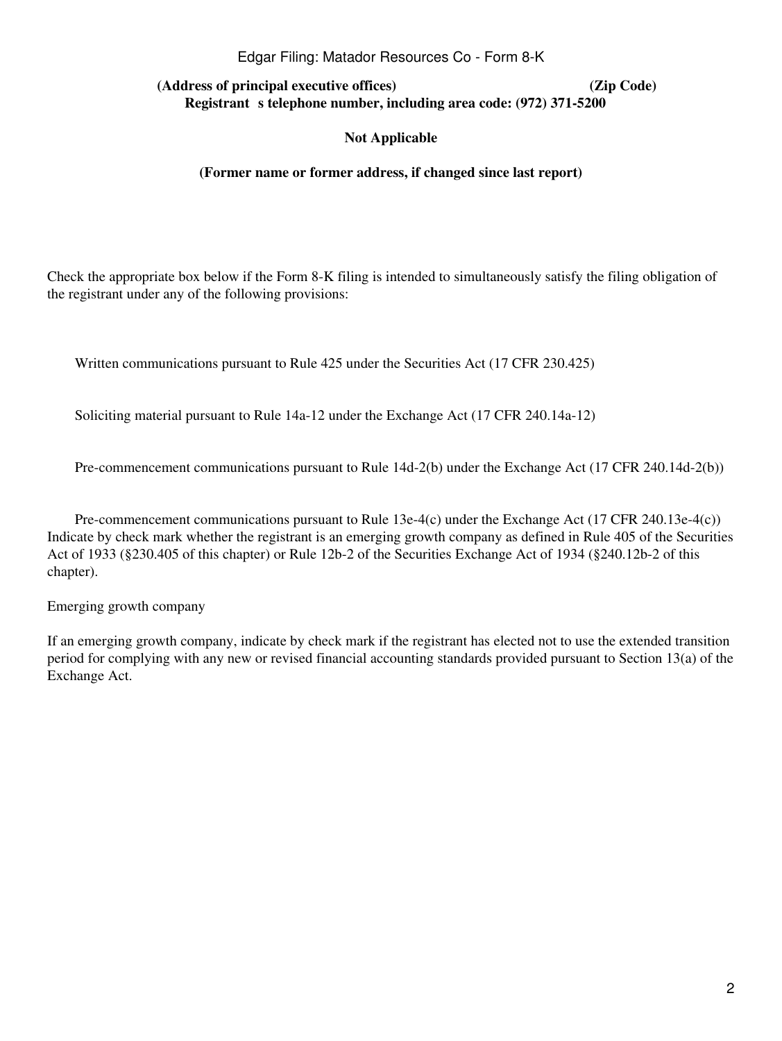**(Address of principal executive offices)** **(Zip Code)**

**Registrant s telephone number, including area code: (972) 371-5200**

**Not Applicable**

**(Former name or former address, if changed since last report)**

Check the appropriate box below if the Form 8-K filing is intended to simultaneously satisfy the filing obligation of the registrant under any of the following provisions:

Written communications pursuant to Rule 425 under the Securities Act (17 CFR 230.425)

Soliciting material pursuant to Rule 14a-12 under the Exchange Act (17 CFR 240.14a-12)

Pre-commencement communications pursuant to Rule 14d-2(b) under the Exchange Act (17 CFR 240.14d-2(b))

Pre-commencement communications pursuant to Rule 13e-4(c) under the Exchange Act (17 CFR 240.13e-4(c))

Indicate by check mark whether the registrant is an emerging growth company as defined in Rule 405 of the Securities Act of 1933 (§230.405 of this chapter) or Rule 12b-2 of the Securities Exchange Act of 1934 (§240.12b-2 of this chapter).

Emerging growth company

If an emerging growth company, indicate by check mark if the registrant has elected not to use the extended transition period for complying with any new or revised financial accounting standards provided pursuant to Section 13(a) of the Exchange Act.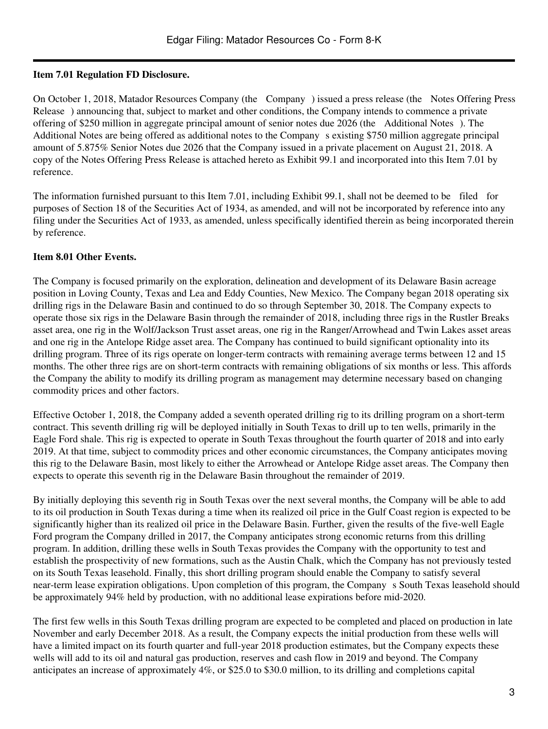**Item 7.01 Regulation FD Disclosure.**

On October 1, 2018, Matador Resources Company (the Company ) issued a press release (the Notes Offering Press Release ) announcing that, subject to market and other conditions, the Company intends to commence a private offering of $250 million in aggregate principal amount of senior notes due 2026 (the Additional Notes ). The Additional Notes are being offered as additional notes to the Company s existing $750 million aggregate principal amount of 5.875% Senior Notes due 2026 that the Company issued in a private placement on August 21, 2018. A copy of the Notes Offering Press Release is attached hereto as Exhibit 99.1 and incorporated into this Item 7.01 by reference.

The information furnished pursuant to this Item 7.01, including Exhibit 99.1, shall not be deemed to be filed for purposes of Section 18 of the Securities Act of 1934, as amended, and will not be incorporated by reference into any filing under the Securities Act of 1933, as amended, unless specifically identified therein as being incorporated therein by reference.

**Item 8.01 Other Events.**

The Company is focused primarily on the exploration, delineation and development of its Delaware Basin acreage position in Loving County, Texas and Lea and Eddy Counties, New Mexico. The Company began 2018 operating six drilling rigs in the Delaware Basin and continued to do so through September 30, 2018. The Company expects to operate those six rigs in the Delaware Basin through the remainder of 2018, including three rigs in the Rustler Breaks asset area, one rig in the Wolf/Jackson Trust asset areas, one rig in the Ranger/Arrowhead and Twin Lakes asset areas and one rig in the Antelope Ridge asset area. The Company has continued to build significant optionality into its drilling program. Three of its rigs operate on longer-term contracts with remaining average terms between 12 and 15 months. The other three rigs are on short-term contracts with remaining obligations of six months or less. This affords the Company the ability to modify its drilling program as management may determine necessary based on changing commodity prices and other factors.

Effective October 1, 2018, the Company added a seventh operated drilling rig to its drilling program on a short-term contract. This seventh drilling rig will be deployed initially in South Texas to drill up to ten wells, primarily in the Eagle Ford shale. This rig is expected to operate in South Texas throughout the fourth quarter of 2018 and into early 2019. At that time, subject to commodity prices and other economic circumstances, the Company anticipates moving this rig to the Delaware Basin, most likely to either the Arrowhead or Antelope Ridge asset areas. The Company then expects to operate this seventh rig in the Delaware Basin throughout the remainder of 2019.

By initially deploying this seventh rig in South Texas over the next several months, the Company will be able to add to its oil production in South Texas during a time when its realized oil price in the Gulf Coast region is expected to be significantly higher than its realized oil price in the Delaware Basin. Further, given the results of the five-well Eagle Ford program the Company drilled in 2017, the Company anticipates strong economic returns from this drilling program. In addition, drilling these wells in South Texas provides the Company with the opportunity to test and establish the prospectivity of new formations, such as the Austin Chalk, which the Company has not previously tested on its South Texas leasehold. Finally, this short drilling program should enable the Company to satisfy several near-term lease expiration obligations. Upon completion of this program, the Company s South Texas leasehold should be approximately 94% held by production, with no additional lease expirations before mid-2020.

The first few wells in this South Texas drilling program are expected to be completed and placed on production in late November and early December 2018. As a result, the Company expects the initial production from these wells will have a limited impact on its fourth quarter and full-year 2018 production estimates, but the Company expects these wells will add to its oil and natural gas production, reserves and cash flow in 2019 and beyond. The Company anticipates an increase of approximately 4%, or $25.0 to $30.0 million, to its drilling and completions capital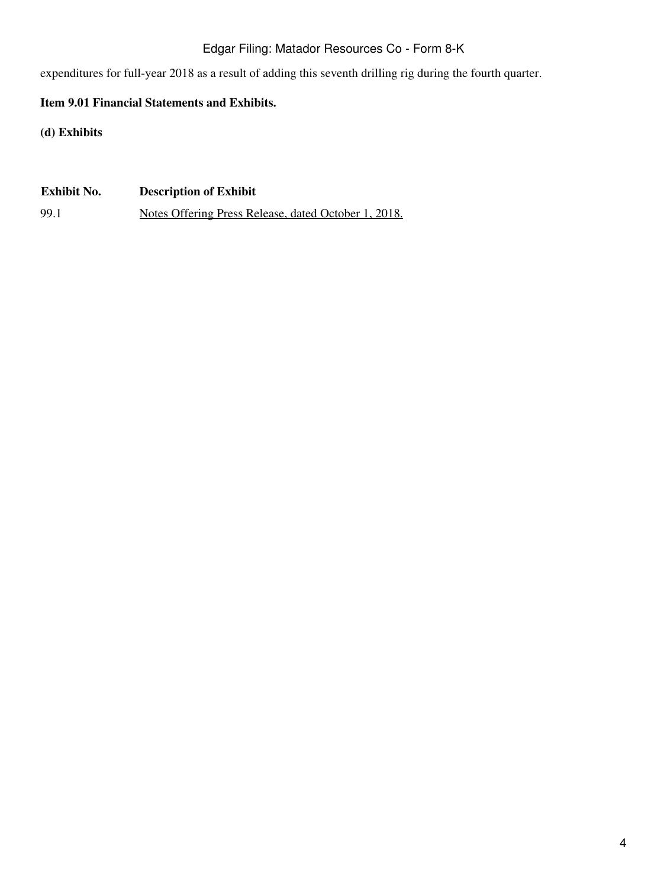expenditures for full-year 2018 as a result of adding this seventh drilling rig during the fourth quarter.

**Item 9.01 Financial Statements and Exhibits.**

**(d) Exhibits**

| Exhibit No. | Description of Exhibit |
| --- | --- |
| 99.1 | Notes Offering Press Release, dated October 1, 2018. |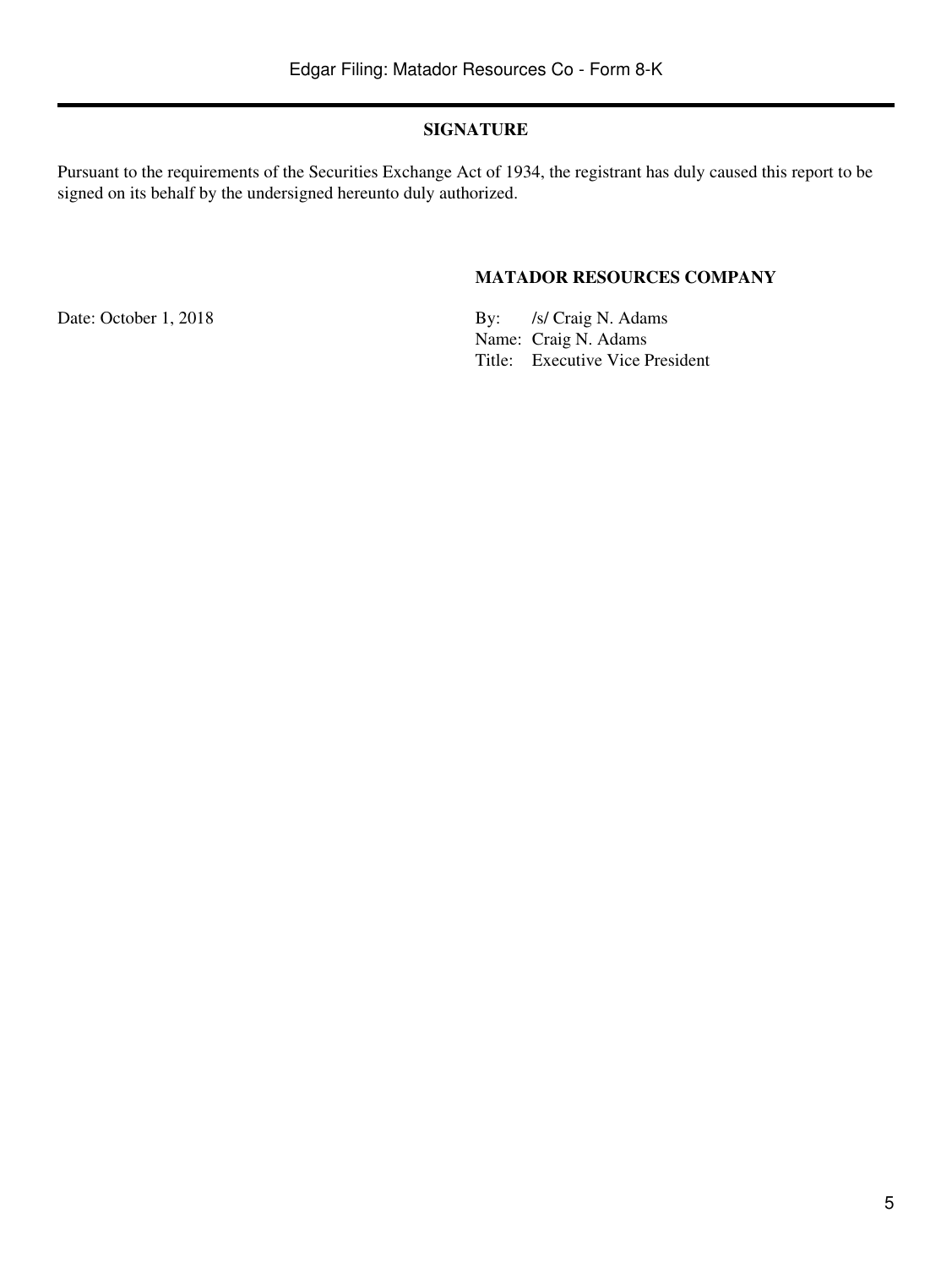**SIGNATURE**

Pursuant to the requirements of the Securities Exchange Act of 1934, the registrant has duly caused this report to be signed on its behalf by the undersigned hereunto duly authorized.

**MATADOR RESOURCES COMPANY**

Date: October 1, 2018

By: /s/ Craig N. Adams
Name: Craig N. Adams
Title: Executive Vice President